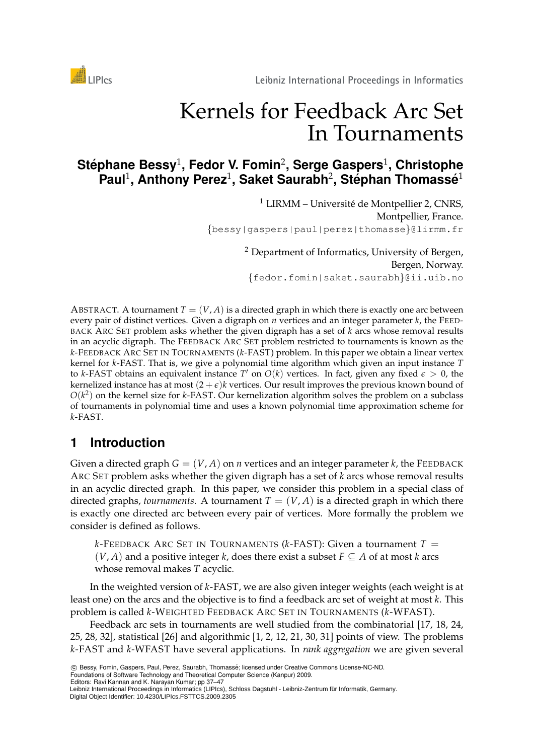# Kernels for Feedback Arc Set In Tournaments

**Stéphane Bessy**[1], **Fedor V. Fomin**[2], **Serge Gaspers**[1], **Christophe Paul**[1], **Anthony Perez**[1], **Saket Saurabh**[2], **Stéphan Thomassé**[1]

[1] LIRMM – Université de Montpellier 2, CNRS, Montpellier, France.
{bessy|gaspers|paul|perez|thomasse}@lirmm.fr

[2] Department of Informatics, University of Bergen, Bergen, Norway.
{fedor.fomin|saket.saurabh}@ii.uib.no

ABSTRACT. A tournament $T = (V, A)$ is a directed graph in which there is exactly one arc between every pair of distinct vertices. Given a digraph on $n$ vertices and an integer parameter $k$, the FEEDBACK ARC SET problem asks whether the given digraph has a set of $k$ arcs whose removal results in an acyclic digraph. The FEEDBACK ARC SET problem restricted to tournaments is known as the $k$-FEEDBACK ARC SET IN TOURNAMENTS ($k$-FAST) problem. In this paper we obtain a linear vertex kernel for $k$-FAST. That is, we give a polynomial time algorithm which given an input instance $T$ to $k$-FAST obtains an equivalent instance $T'$ on $O(k)$ vertices. In fact, given any fixed $\epsilon > 0$, the kernelized instance has at most $(2 + \epsilon)k$ vertices. Our result improves the previous known bound of $O(k^2)$ on the kernel size for $k$-FAST. Our kernelization algorithm solves the problem on a subclass of tournaments in polynomial time and uses a known polynomial time approximation scheme for $k$-FAST.

## 1 Introduction

Given a directed graph $G = (V, A)$ on $n$ vertices and an integer parameter $k$, the FEEDBACK ARC SET problem asks whether the given digraph has a set of $k$ arcs whose removal results in an acyclic directed graph. In this paper, we consider this problem in a special class of directed graphs, *tournaments*. A tournament $T = (V, A)$ is a directed graph in which there is exactly one directed arc between every pair of vertices. More formally the problem we consider is defined as follows.

> $k$-FEEDBACK ARC SET IN TOURNAMENTS ($k$-FAST): Given a tournament $T = (V, A)$ and a positive integer $k$, does there exist a subset $F \subseteq A$ of at most $k$ arcs whose removal makes $T$ acyclic.

In the weighted version of $k$-FAST, we are also given integer weights (each weight is at least one) on the arcs and the objective is to find a feedback arc set of weight at most $k$. This problem is called $k$-WEIGHTED FEEDBACK ARC SET IN TOURNAMENTS ($k$-WFAST).

Feedback arc sets in tournaments are well studied from the combinatorial [17, 18, 24, 25, 28, 32], statistical [26] and algorithmic [1, 2, 12, 21, 30, 31] points of view. The problems $k$-FAST and $k$-WFAST have several applications. In *rank aggregation* we are given several

© Bessy, Fomin, Gaspers, Paul, Perez, Saurabh, Thomassé; licensed under Creative Commons License-NC-ND.
Foundations of Software Technology and Theoretical Computer Science (Kanpur) 2009.
Editors: Ravi Kannan and K. Narayan Kumar; pp 37–47
Leibniz International Proceedings in Informatics (LIPIcs), Schloss Dagstuhl - Leibniz-Zentrum für Informatik, Germany.
Digital Object Identifier: 10.4230/LIPIcs.FSTTCS.2009.2305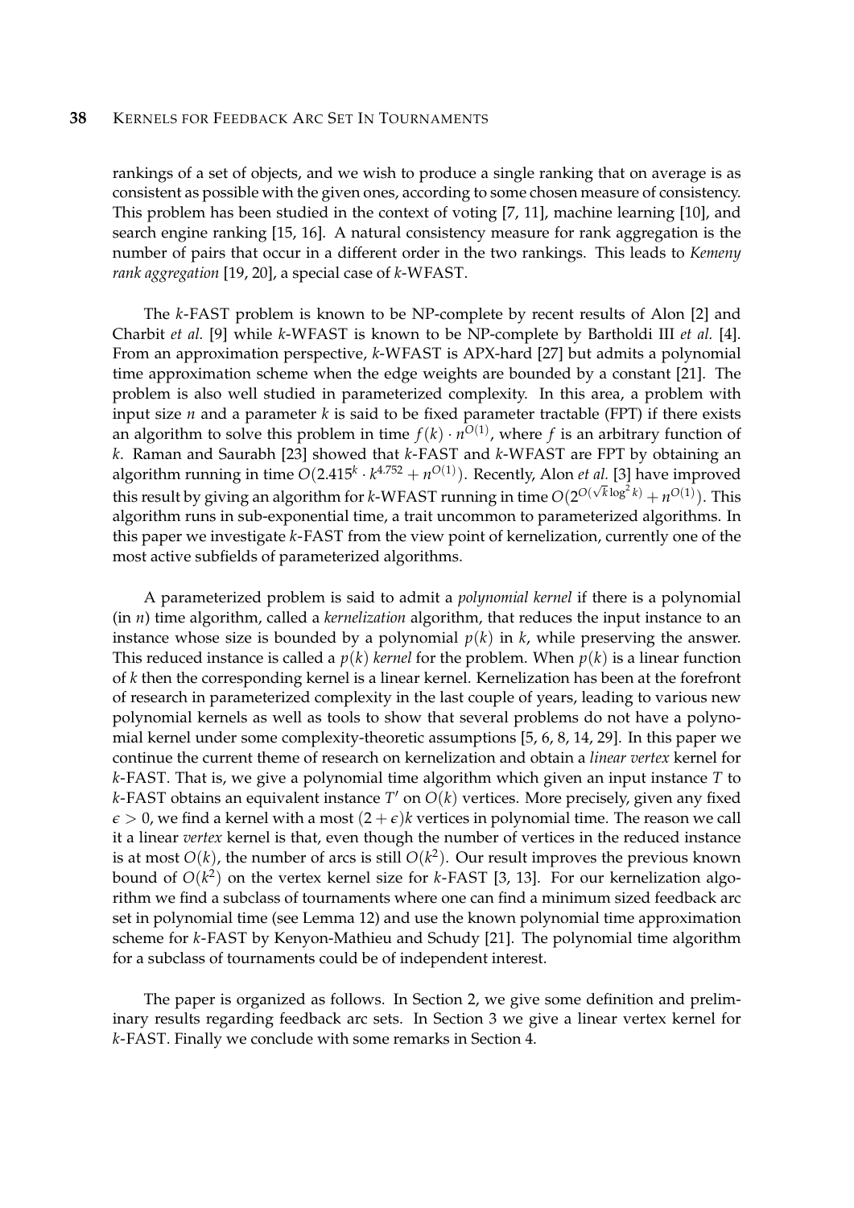rankings of a set of objects, and we wish to produce a single ranking that on average is as consistent as possible with the given ones, according to some chosen measure of consistency. This problem has been studied in the context of voting [7, 11], machine learning [10], and search engine ranking [15, 16]. A natural consistency measure for rank aggregation is the number of pairs that occur in a different order in the two rankings. This leads to *Kemeny rank aggregation* [19, 20], a special case of $k$-WFAST.

The $k$-FAST problem is known to be NP-complete by recent results of Alon [2] and Charbit *et al.* [9] while $k$-WFAST is known to be NP-complete by Bartholdi III *et al.* [4]. From an approximation perspective, $k$-WFAST is APX-hard [27] but admits a polynomial time approximation scheme when the edge weights are bounded by a constant [21]. The problem is also well studied in parameterized complexity. In this area, a problem with input size $n$ and a parameter $k$ is said to be fixed parameter tractable (FPT) if there exists an algorithm to solve this problem in time $f(k) \cdot n^{O(1)}$, where $f$ is an arbitrary function of $k$. Raman and Saurabh [23] showed that $k$-FAST and $k$-WFAST are FPT by obtaining an algorithm running in time $O(2.415^k \cdot k^{4.752} + n^{O(1)})$. Recently, Alon *et al.* [3] have improved this result by giving an algorithm for $k$-WFAST running in time $O(2^{O(\sqrt{k}\log^2 k)} + n^{O(1)})$. This algorithm runs in sub-exponential time, a trait uncommon to parameterized algorithms. In this paper we investigate $k$-FAST from the view point of kernelization, currently one of the most active subfields of parameterized algorithms.

A parameterized problem is said to admit a *polynomial kernel* if there is a polynomial (in $n$) time algorithm, called a *kernelization* algorithm, that reduces the input instance to an instance whose size is bounded by a polynomial $p(k)$ in $k$, while preserving the answer. This reduced instance is called a $p(k)$ *kernel* for the problem. When $p(k)$ is a linear function of $k$ then the corresponding kernel is a linear kernel. Kernelization has been at the forefront of research in parameterized complexity in the last couple of years, leading to various new polynomial kernels as well as tools to show that several problems do not have a polynomial kernel under some complexity-theoretic assumptions [5, 6, 8, 14, 29]. In this paper we continue the current theme of research on kernelization and obtain a *linear vertex* kernel for $k$-FAST. That is, we give a polynomial time algorithm which given an input instance $T$ to $k$-FAST obtains an equivalent instance $T'$ on $O(k)$ vertices. More precisely, given any fixed $\epsilon > 0$, we find a kernel with a most $(2+\epsilon)k$ vertices in polynomial time. The reason we call it a linear *vertex* kernel is that, even though the number of vertices in the reduced instance is at most $O(k)$, the number of arcs is still $O(k^2)$. Our result improves the previous known bound of $O(k^2)$ on the vertex kernel size for $k$-FAST [3, 13]. For our kernelization algorithm we find a subclass of tournaments where one can find a minimum sized feedback arc set in polynomial time (see Lemma 12) and use the known polynomial time approximation scheme for $k$-FAST by Kenyon-Mathieu and Schudy [21]. The polynomial time algorithm for a subclass of tournaments could be of independent interest.

The paper is organized as follows. In Section 2, we give some definition and preliminary results regarding feedback arc sets. In Section 3 we give a linear vertex kernel for $k$-FAST. Finally we conclude with some remarks in Section 4.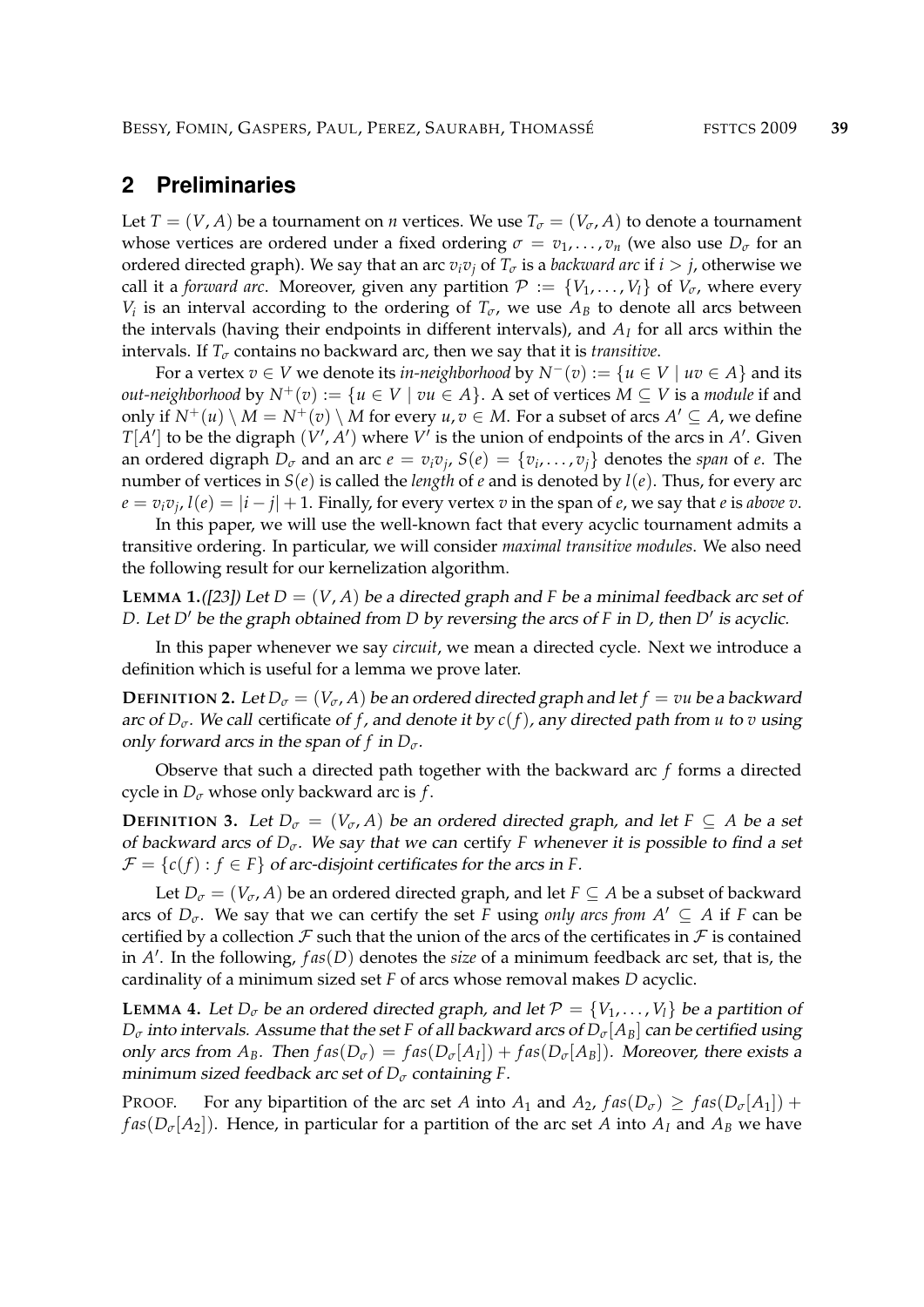## 2 Preliminaries

Let $T = (V, A)$ be a tournament on $n$ vertices. We use $T_\sigma = (V_\sigma, A)$ to denote a tournament whose vertices are ordered under a fixed ordering $\sigma = v_1, \ldots, v_n$ (we also use $D_\sigma$ for an ordered directed graph). We say that an arc $v_i v_j$ of $T_\sigma$ is a *backward arc* if $i > j$, otherwise we call it a *forward arc*. Moreover, given any partition $\mathcal{P} := \{V_1, \ldots, V_l\}$ of $V_\sigma$, where every $V_i$ is an interval according to the ordering of $T_\sigma$, we use $A_B$ to denote all arcs between the intervals (having their endpoints in different intervals), and $A_I$ for all arcs within the intervals. If $T_\sigma$ contains no backward arc, then we say that it is *transitive*.

For a vertex $v \in V$ we denote its *in-neighborhood* by $N^-(v) := \{u \in V \mid uv \in A\}$ and its *out-neighborhood* by $N^+(v) := \{u \in V \mid vu \in A\}$. A set of vertices $M \subseteq V$ is a *module* if and only if $N^+(u) \setminus M = N^+(v) \setminus M$ for every $u, v \in M$. For a subset of arcs $A' \subseteq A$, we define $T[A']$ to be the digraph $(V', A')$ where $V'$ is the union of endpoints of the arcs in $A'$. Given an ordered digraph $D_\sigma$ and an arc $e = v_i v_j$, $S(e) = \{v_i, \ldots, v_j\}$ denotes the *span* of $e$. The number of vertices in $S(e)$ is called the *length* of $e$ and is denoted by $l(e)$. Thus, for every arc $e = v_i v_j$, $l(e) = |i - j| + 1$. Finally, for every vertex $v$ in the span of $e$, we say that $e$ is *above* $v$.

In this paper, we will use the well-known fact that every acyclic tournament admits a transitive ordering. In particular, we will consider *maximal transitive modules*. We also need the following result for our kernelization algorithm.

**LEMMA 1.**([23]) *Let $D = (V, A)$ be a directed graph and $F$ be a minimal feedback arc set of $D$. Let $D'$ be the graph obtained from $D$ by reversing the arcs of $F$ in $D$, then $D'$ is acyclic.*

In this paper whenever we say *circuit*, we mean a directed cycle. Next we introduce a definition which is useful for a lemma we prove later.

**DEFINITION 2.** *Let $D_\sigma = (V_\sigma, A)$ be an ordered directed graph and let $f = vu$ be a backward arc of $D_\sigma$. We call* certificate *of $f$, and denote it by $c(f)$, any directed path from $u$ to $v$ using only forward arcs in the span of $f$ in $D_\sigma$.*

Observe that such a directed path together with the backward arc $f$ forms a directed cycle in $D_\sigma$ whose only backward arc is $f$.

**DEFINITION 3.** *Let $D_\sigma = (V_\sigma, A)$ be an ordered directed graph, and let $F \subseteq A$ be a set of backward arcs of $D_\sigma$. We say that we can* certify *$F$ whenever it is possible to find a set $\mathcal{F} = \{c(f) : f \in F\}$ of arc-disjoint certificates for the arcs in $F$.*

Let $D_\sigma = (V_\sigma, A)$ be an ordered directed graph, and let $F \subseteq A$ be a subset of backward arcs of $D_\sigma$. We say that we can certify the set $F$ using *only arcs from* $A' \subseteq A$ if $F$ can be certified by a collection $\mathcal{F}$ such that the union of the arcs of the certificates in $\mathcal{F}$ is contained in $A'$. In the following, $fas(D)$ denotes the *size* of a minimum feedback arc set, that is, the cardinality of a minimum sized set $F$ of arcs whose removal makes $D$ acyclic.

**LEMMA 4.** *Let $D_\sigma$ be an ordered directed graph, and let $\mathcal{P} = \{V_1, \ldots, V_l\}$ be a partition of $D_\sigma$ into intervals. Assume that the set $F$ of all backward arcs of $D_\sigma[A_B]$ can be certified using only arcs from $A_B$. Then $fas(D_\sigma) = fas(D_\sigma[A_I]) + fas(D_\sigma[A_B])$. Moreover, there exists a minimum sized feedback arc set of $D_\sigma$ containing $F$.*

PROOF. For any bipartition of the arc set $A$ into $A_1$ and $A_2$, $fas(D_\sigma) \geq fas(D_\sigma[A_1]) + fas(D_\sigma[A_2])$. Hence, in particular for a partition of the arc set $A$ into $A_I$ and $A_B$ we have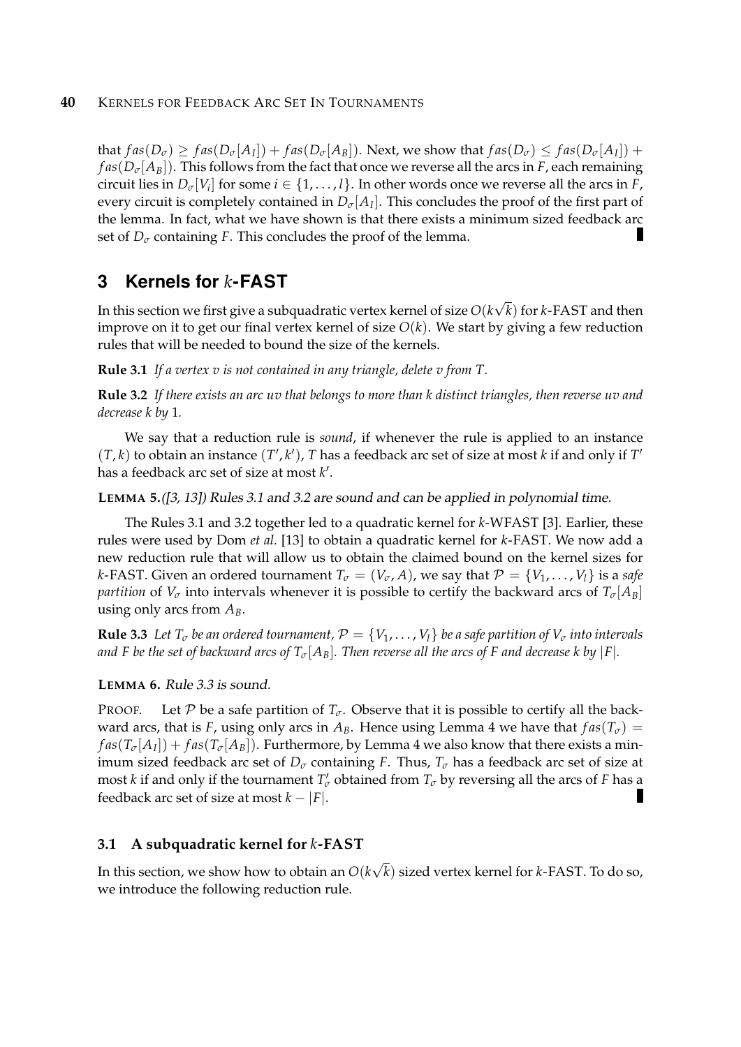that $fas(D_\sigma) \geq fas(D_\sigma[A_I]) + fas(D_\sigma[A_B])$. Next, we show that $fas(D_\sigma) \leq fas(D_\sigma[A_I]) + fas(D_\sigma[A_B])$. This follows from the fact that once we reverse all the arcs in $F$, each remaining circuit lies in $D_\sigma[V_i]$ for some $i \in \{1, \ldots, l\}$. In other words once we reverse all the arcs in $F$, every circuit is completely contained in $D_\sigma[A_I]$. This concludes the proof of the first part of the lemma. In fact, what we have shown is that there exists a minimum sized feedback arc set of $D_\sigma$ containing $F$. This concludes the proof of the lemma. ∎

## 3 Kernels for $k$-FAST

In this section we first give a subquadratic vertex kernel of size $O(k\sqrt{k})$ for $k$-FAST and then improve on it to get our final vertex kernel of size $O(k)$. We start by giving a few reduction rules that will be needed to bound the size of the kernels.

**Rule 3.1** *If a vertex $v$ is not contained in any triangle, delete $v$ from $T$.*

**Rule 3.2** *If there exists an arc $uv$ that belongs to more than $k$ distinct triangles, then reverse $uv$ and decrease $k$ by 1.*

We say that a reduction rule is *sound*, if whenever the rule is applied to an instance $(T, k)$ to obtain an instance $(T', k')$, $T$ has a feedback arc set of size at most $k$ if and only if $T'$ has a feedback arc set of size at most $k'$.

**LEMMA 5.** *([3, 13]) Rules 3.1 and 3.2 are sound and can be applied in polynomial time.*

The Rules 3.1 and 3.2 together led to a quadratic kernel for $k$-WFAST [3]. Earlier, these rules were used by Dom *et al.* [13] to obtain a quadratic kernel for $k$-FAST. We now add a new reduction rule that will allow us to obtain the claimed bound on the kernel sizes for $k$-FAST. Given an ordered tournament $T_\sigma = (V_\sigma, A)$, we say that $\mathcal{P} = \{V_1, \ldots, V_l\}$ is a *safe partition* of $V_\sigma$ into intervals whenever it is possible to certify the backward arcs of $T_\sigma[A_B]$ using only arcs from $A_B$.

**Rule 3.3** *Let $T_\sigma$ be an ordered tournament, $\mathcal{P} = \{V_1, \ldots, V_l\}$ be a safe partition of $V_\sigma$ into intervals and $F$ be the set of backward arcs of $T_\sigma[A_B]$. Then reverse all the arcs of $F$ and decrease $k$ by $|F|$.*

**LEMMA 6.** *Rule 3.3 is sound.*

PROOF. Let $\mathcal{P}$ be a safe partition of $T_\sigma$. Observe that it is possible to certify all the backward arcs, that is $F$, using only arcs in $A_B$. Hence using Lemma 4 we have that $fas(T_\sigma) = fas(T_\sigma[A_I]) + fas(T_\sigma[A_B])$. Furthermore, by Lemma 4 we also know that there exists a minimum sized feedback arc set of $D_\sigma$ containing $F$. Thus, $T_\sigma$ has a feedback arc set of size at most $k$ if and only if the tournament $T'_\sigma$ obtained from $T_\sigma$ by reversing all the arcs of $F$ has a feedback arc set of size at most $k - |F|$. ∎

### 3.1 A subquadratic kernel for $k$-FAST

In this section, we show how to obtain an $O(k\sqrt{k})$ sized vertex kernel for $k$-FAST. To do so, we introduce the following reduction rule.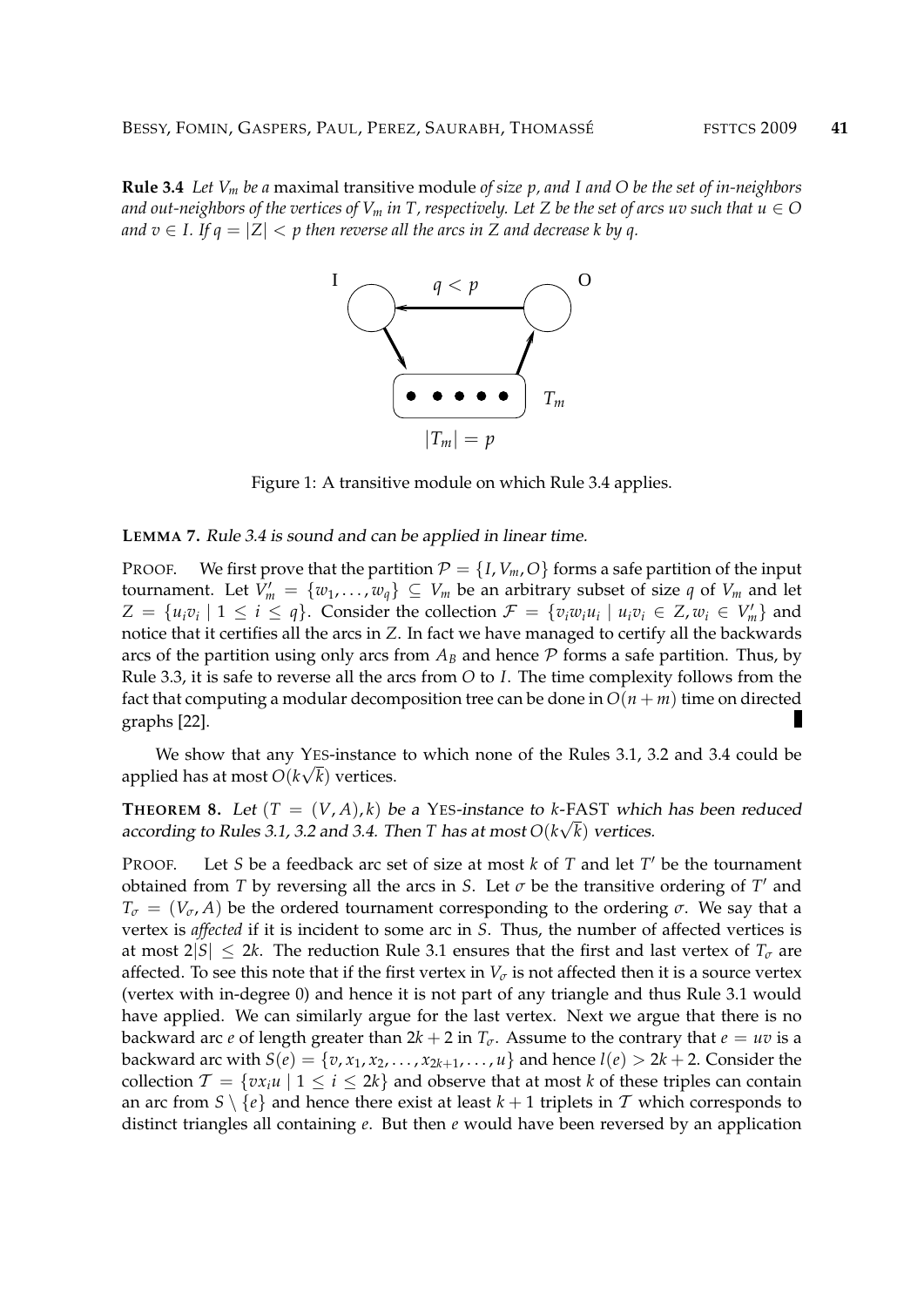**Rule 3.4** *Let $V_m$ be a* maximal transitive module *of size $p$, and $I$ and $O$ be the set of in-neighbors and out-neighbors of the vertices of $V_m$ in $T$, respectively. Let $Z$ be the set of arcs $uv$ such that $u \in O$ and $v \in I$. If $q = |Z| < p$ then reverse all the arcs in $Z$ and decrease $k$ by $q$.*

Figure 1: A transitive module on which Rule 3.4 applies.

**LEMMA 7.** *Rule 3.4 is sound and can be applied in linear time.*

PROOF. We first prove that the partition $\mathcal{P} = \{I, V_m, O\}$ forms a safe partition of the input tournament. Let $V'_m = \{w_1, \ldots, w_q\} \subseteq V_m$ be an arbitrary subset of size $q$ of $V_m$ and let $Z = \{u_i v_i \mid 1 \leq i \leq q\}$. Consider the collection $\mathcal{F} = \{v_i w_i u_i \mid u_i v_i \in Z, w_i \in V'_m\}$ and notice that it certifies all the arcs in $Z$. In fact we have managed to certify all the backwards arcs of the partition using only arcs from $A_B$ and hence $\mathcal{P}$ forms a safe partition. Thus, by Rule 3.3, it is safe to reverse all the arcs from $O$ to $I$. The time complexity follows from the fact that computing a modular decomposition tree can be done in $O(n + m)$ time on directed graphs [22].

We show that any YES-instance to which none of the Rules 3.1, 3.2 and 3.4 could be applied has at most $O(k\sqrt{k})$ vertices.

**THEOREM 8.** *Let $(T = (V, A), k)$ be a* YES*-instance to $k$-*FAST *which has been reduced according to Rules 3.1, 3.2 and 3.4. Then $T$ has at most $O(k\sqrt{k})$ vertices.*

PROOF. Let $S$ be a feedback arc set of size at most $k$ of $T$ and let $T'$ be the tournament obtained from $T$ by reversing all the arcs in $S$. Let $\sigma$ be the transitive ordering of $T'$ and $T_\sigma = (V_\sigma, A)$ be the ordered tournament corresponding to the ordering $\sigma$. We say that a vertex is *affected* if it is incident to some arc in $S$. Thus, the number of affected vertices is at most $2|S| \leq 2k$. The reduction Rule 3.1 ensures that the first and last vertex of $T_\sigma$ are affected. To see this note that if the first vertex in $V_\sigma$ is not affected then it is a source vertex (vertex with in-degree 0) and hence it is not part of any triangle and thus Rule 3.1 would have applied. We can similarly argue for the last vertex. Next we argue that there is no backward arc $e$ of length greater than $2k + 2$ in $T_\sigma$. Assume to the contrary that $e = uv$ is a backward arc with $S(e) = \{v, x_1, x_2, \ldots, x_{2k+1}, \ldots, u\}$ and hence $l(e) > 2k + 2$. Consider the collection $\mathcal{T} = \{v x_i u \mid 1 \leq i \leq 2k\}$ and observe that at most $k$ of these triples can contain an arc from $S \setminus \{e\}$ and hence there exist at least $k + 1$ triplets in $\mathcal{T}$ which corresponds to distinct triangles all containing $e$. But then $e$ would have been reversed by an application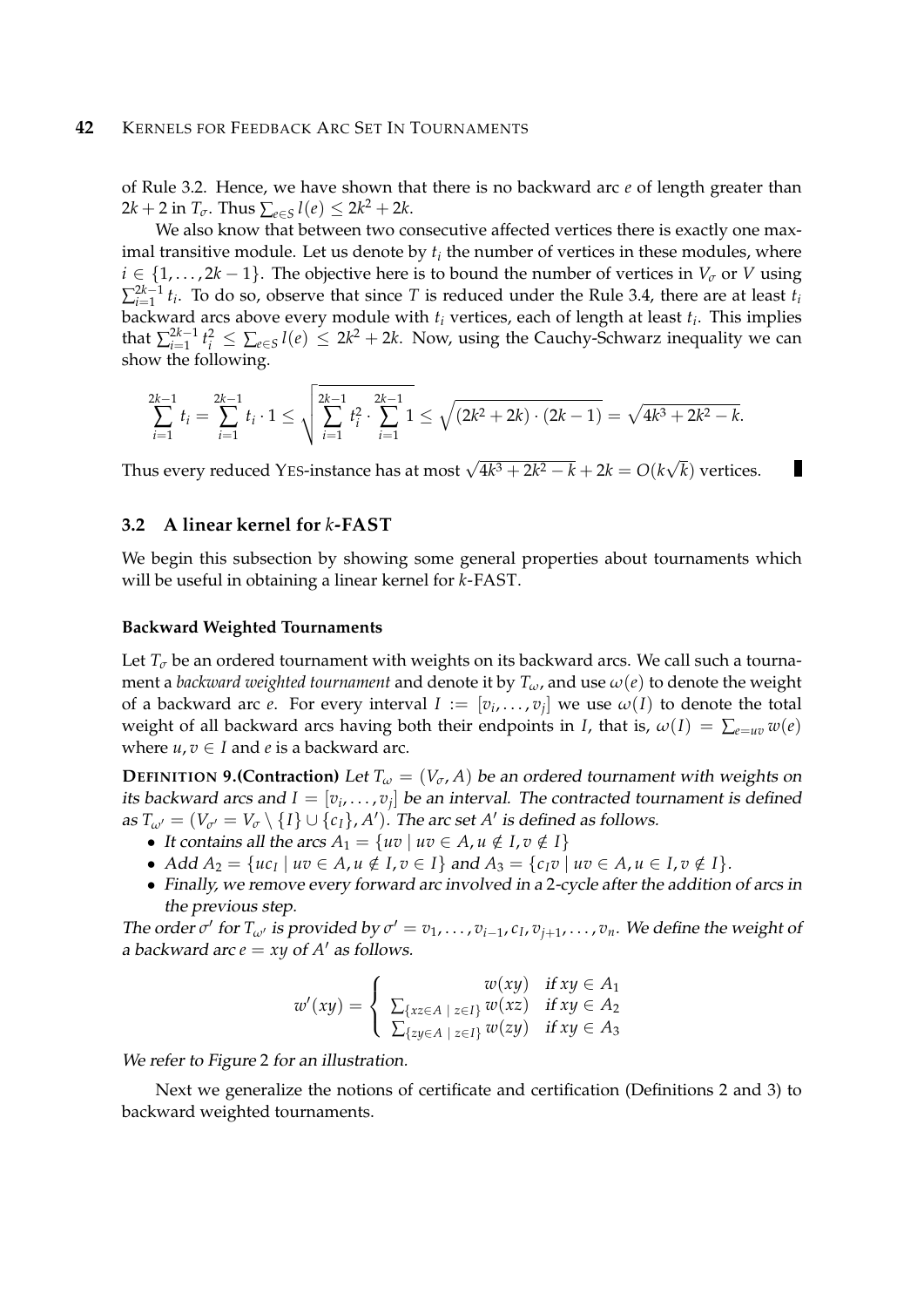of Rule 3.2. Hence, we have shown that there is no backward arc $e$ of length greater than $2k+2$ in $T_\sigma$. Thus $\sum_{e \in S} l(e) \leq 2k^2 + 2k$.

We also know that between two consecutive affected vertices there is exactly one maximal transitive module. Let us denote by $t_i$ the number of vertices in these modules, where $i \in \{1, \ldots, 2k-1\}$. The objective here is to bound the number of vertices in $V_\sigma$ or $V$ using $\sum_{i=1}^{2k-1} t_i$. To do so, observe that since $T$ is reduced under the Rule 3.4, there are at least $t_i$ backward arcs above every module with $t_i$ vertices, each of length at least $t_i$. This implies that $\sum_{i=1}^{2k-1} t_i^2 \leq \sum_{e \in S} l(e) \leq 2k^2 + 2k$. Now, using the Cauchy-Schwarz inequality we can show the following.

$$\sum_{i=1}^{2k-1} t_i = \sum_{i=1}^{2k-1} t_i \cdot 1 \leq \sqrt{\sum_{i=1}^{2k-1} t_i^2 \cdot \sum_{i=1}^{2k-1} 1} \leq \sqrt{(2k^2+2k) \cdot (2k-1)} = \sqrt{4k^3 + 2k^2 - k}.$$

Thus every reduced YES-instance has at most $\sqrt{4k^3+2k^2-k} + 2k = O(k\sqrt{k})$ vertices. ∎

## 3.2 A linear kernel for $k$-FAST

We begin this subsection by showing some general properties about tournaments which will be useful in obtaining a linear kernel for $k$-FAST.

### Backward Weighted Tournaments

Let $T_\sigma$ be an ordered tournament with weights on its backward arcs. We call such a tournament a *backward weighted tournament* and denote it by $T_\omega$, and use $\omega(e)$ to denote the weight of a backward arc $e$. For every interval $I := [v_i, \ldots, v_j]$ we use $\omega(I)$ to denote the total weight of all backward arcs having both their endpoints in $I$, that is, $\omega(I) = \sum_{e=uv} w(e)$ where $u, v \in I$ and $e$ is a backward arc.

**DEFINITION 9.(Contraction)** *Let $T_\omega = (V_\sigma, A)$ be an ordered tournament with weights on its backward arcs and $I = [v_i, \ldots, v_j]$ be an interval. The contracted tournament is defined as $T_{\omega'} = (V_{\sigma'} = V_\sigma \setminus \{I\} \cup \{c_I\}, A')$. The arc set $A'$ is defined as follows.*

- *It contains all the arcs $A_1 = \{uv \mid uv \in A, u \notin I, v \notin I\}$*
- *Add $A_2 = \{uc_I \mid uv \in A, u \notin I, v \in I\}$ and $A_3 = \{c_I v \mid uv \in A, u \in I, v \notin I\}$.*
- *Finally, we remove every forward arc involved in a 2-cycle after the addition of arcs in the previous step.*

*The order $\sigma'$ for $T_{\omega'}$ is provided by $\sigma' = v_1, \ldots, v_{i-1}, c_I, v_{j+1}, \ldots, v_n$. We define the weight of a backward arc $e = xy$ of $A'$ as follows.*

$$w'(xy) = \begin{cases} w(xy) & \text{if } xy \in A_1 \\ \sum_{\{xz \in A \mid z \in I\}} w(xz) & \text{if } xy \in A_2 \\ \sum_{\{zy \in A \mid z \in I\}} w(zy) & \text{if } xy \in A_3 \end{cases}$$

*We refer to Figure 2 for an illustration.*

Next we generalize the notions of certificate and certification (Definitions 2 and 3) to backward weighted tournaments.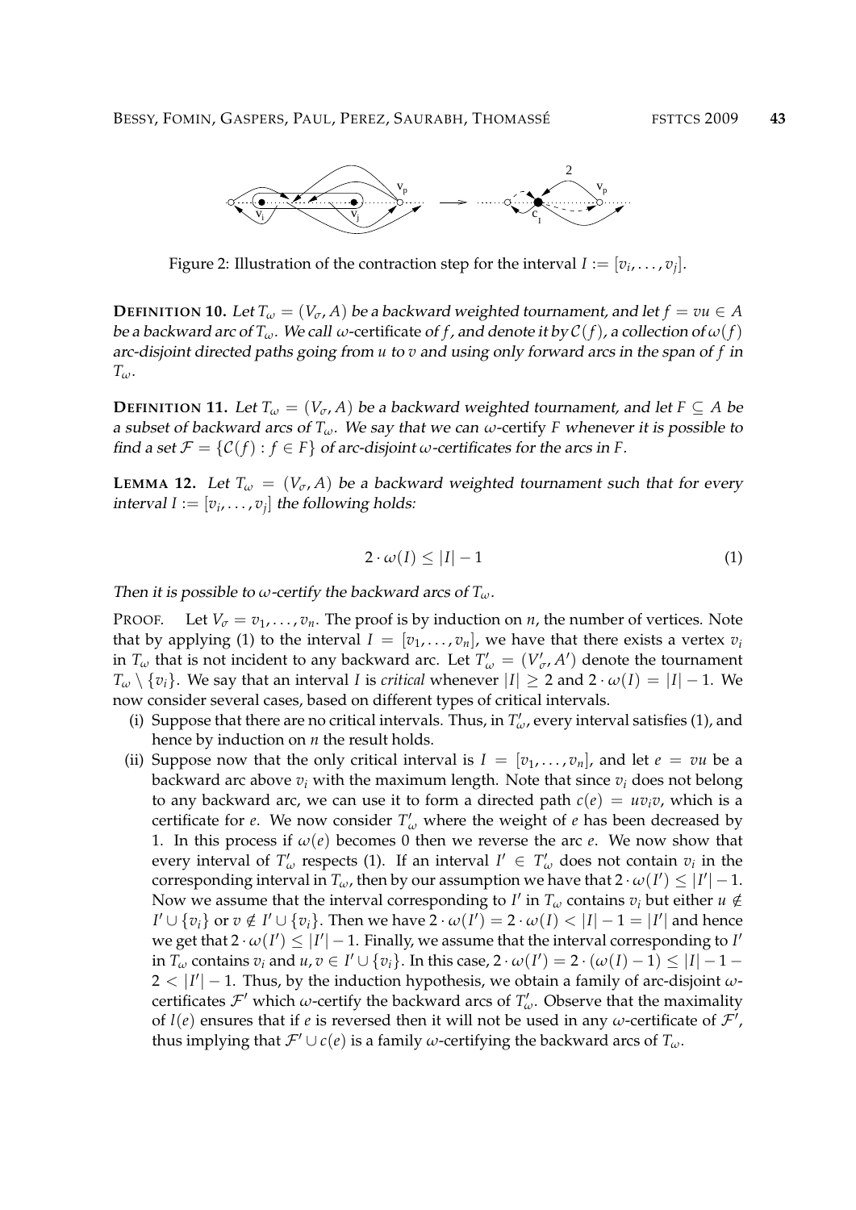Figure 2: Illustration of the contraction step for the interval $I := [v_i, \ldots, v_j]$.

**DEFINITION 10.** *Let $T_\omega = (V_\sigma, A)$ be a backward weighted tournament, and let $f = vu \in A$ be a backward arc of $T_\omega$. We call* $\omega$-certificate *of $f$, and denote it by $\mathcal{C}(f)$, a collection of $\omega(f)$ arc-disjoint directed paths going from $u$ to $v$ and using only forward arcs in the span of $f$ in $T_\omega$.*

**DEFINITION 11.** *Let $T_\omega = (V_\sigma, A)$ be a backward weighted tournament, and let $F \subseteq A$ be a subset of backward arcs of $T_\omega$. We say that we can $\omega$-certify $F$ whenever it is possible to find a set $\mathcal{F} = \{\mathcal{C}(f) : f \in F\}$ of arc-disjoint $\omega$-certificates for the arcs in $F$.*

**LEMMA 12.** *Let $T_\omega = (V_\sigma, A)$ be a backward weighted tournament such that for every interval $I := [v_i, \ldots, v_j]$ the following holds:*

$$2 \cdot \omega(I) \leq |I| - 1 \tag{1}$$

*Then it is possible to $\omega$-certify the backward arcs of $T_\omega$.*

PROOF. Let $V_\sigma = v_1, \ldots, v_n$. The proof is by induction on $n$, the number of vertices. Note that by applying (1) to the interval $I = [v_1, \ldots, v_n]$, we have that there exists a vertex $v_i$ in $T_\omega$ that is not incident to any backward arc. Let $T'_\omega = (V'_\sigma, A')$ denote the tournament $T_\omega \setminus \{v_i\}$. We say that an interval $I$ is *critical* whenever $|I| \geq 2$ and $2 \cdot \omega(I) = |I| - 1$. We now consider several cases, based on different types of critical intervals.

(i) Suppose that there are no critical intervals. Thus, in $T'_\omega$, every interval satisfies (1), and hence by induction on $n$ the result holds.

(ii) Suppose now that the only critical interval is $I = [v_1, \ldots, v_n]$, and let $e = vu$ be a backward arc above $v_i$ with the maximum length. Note that since $v_i$ does not belong to any backward arc, we can use it to form a directed path $c(e) = uv_iv$, which is a certificate for $e$. We now consider $T'_\omega$ where the weight of $e$ has been decreased by 1. In this process if $\omega(e)$ becomes 0 then we reverse the arc $e$. We now show that every interval of $T'_\omega$ respects (1). If an interval $I' \in T'_\omega$ does not contain $v_i$ in the corresponding interval in $T_\omega$, then by our assumption we have that $2 \cdot \omega(I') \leq |I'| - 1$. Now we assume that the interval corresponding to $I'$ in $T_\omega$ contains $v_i$ but either $u \notin I' \cup \{v_i\}$ or $v \notin I' \cup \{v_i\}$. Then we have $2 \cdot \omega(I') = 2 \cdot \omega(I) < |I| - 1 = |I'|$ and hence we get that $2 \cdot \omega(I') \leq |I'| - 1$. Finally, we assume that the interval corresponding to $I'$ in $T_\omega$ contains $v_i$ and $u, v \in I' \cup \{v_i\}$. In this case, $2 \cdot \omega(I') = 2 \cdot (\omega(I) - 1) \leq |I| - 1 - 2 < |I'| - 1$. Thus, by the induction hypothesis, we obtain a family of arc-disjoint $\omega$-certificates $\mathcal{F}'$ which $\omega$-certify the backward arcs of $T'_\omega$. Observe that the maximality of $l(e)$ ensures that if $e$ is reversed then it will not be used in any $\omega$-certificate of $\mathcal{F}'$, thus implying that $\mathcal{F}' \cup c(e)$ is a family $\omega$-certifying the backward arcs of $T_\omega$.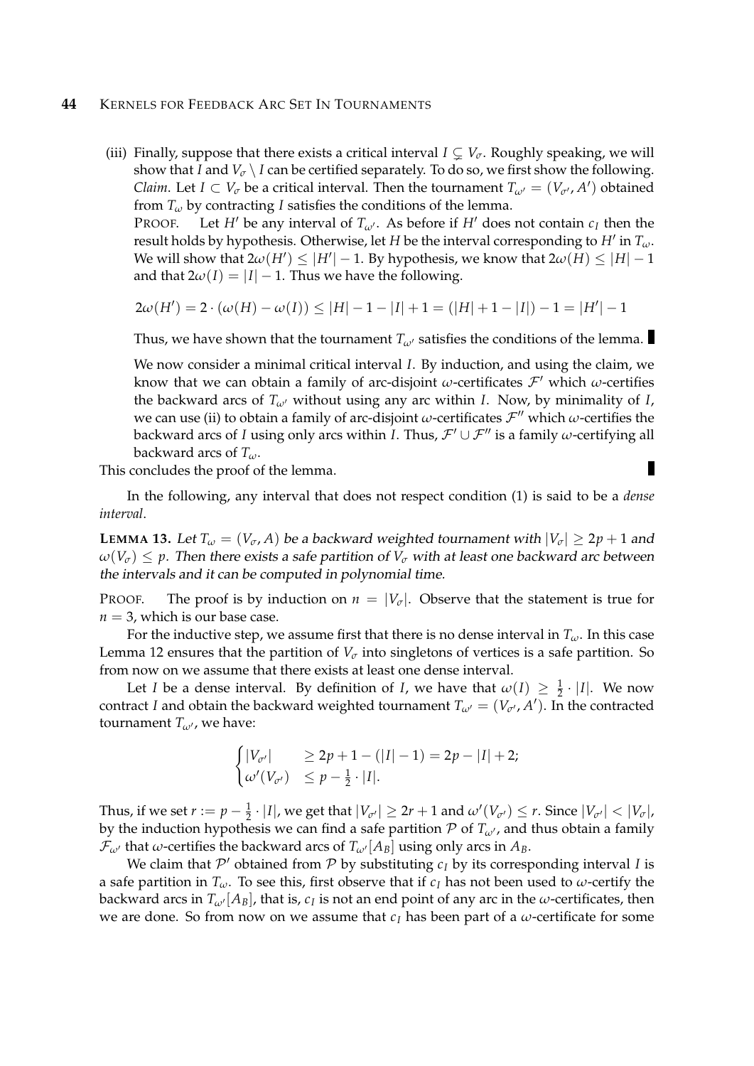(iii) Finally, suppose that there exists a critical interval $I \subsetneq V_\sigma$. Roughly speaking, we will show that $I$ and $V_\sigma \setminus I$ can be certified separately. To do so, we first show the following. *Claim.* Let $I \subset V_\sigma$ be a critical interval. Then the tournament $T_{\omega'} = (V_{\sigma'}, A')$ obtained from $T_\omega$ by contracting $I$ satisfies the conditions of the lemma.

PROOF. Let $H'$ be any interval of $T_{\omega'}$. As before if $H'$ does not contain $c_I$ then the result holds by hypothesis. Otherwise, let $H$ be the interval corresponding to $H'$ in $T_\omega$. We will show that $2\omega(H') \leq |H'| - 1$. By hypothesis, we know that $2\omega(H) \leq |H| - 1$ and that $2\omega(I) = |I| - 1$. Thus we have the following.

$$2\omega(H') = 2 \cdot (\omega(H) - \omega(I)) \leq |H| - 1 - |I| + 1 = (|H| + 1 - |I|) - 1 = |H'| - 1$$

Thus, we have shown that the tournament $T_{\omega'}$ satisfies the conditions of the lemma. ∎

We now consider a minimal critical interval $I$. By induction, and using the claim, we know that we can obtain a family of arc-disjoint $\omega$-certificates $\mathcal{F}'$ which $\omega$-certifies the backward arcs of $T_{\omega'}$ without using any arc within $I$. Now, by minimality of $I$, we can use (ii) to obtain a family of arc-disjoint $\omega$-certificates $\mathcal{F}''$ which $\omega$-certifies the backward arcs of $I$ using only arcs within $I$. Thus, $\mathcal{F}' \cup \mathcal{F}''$ is a family $\omega$-certifying all backward arcs of $T_\omega$.

This concludes the proof of the lemma. ∎

In the following, any interval that does not respect condition (1) is said to be a *dense interval*.

**LEMMA 13.** *Let $T_\omega = (V_\sigma, A)$ be a backward weighted tournament with $|V_\sigma| \geq 2p + 1$ and $\omega(V_\sigma) \leq p$. Then there exists a safe partition of $V_\sigma$ with at least one backward arc between the intervals and it can be computed in polynomial time.*

PROOF. The proof is by induction on $n = |V_\sigma|$. Observe that the statement is true for $n = 3$, which is our base case.

For the inductive step, we assume first that there is no dense interval in $T_\omega$. In this case Lemma 12 ensures that the partition of $V_\sigma$ into singletons of vertices is a safe partition. So from now on we assume that there exists at least one dense interval.

Let $I$ be a dense interval. By definition of $I$, we have that $\omega(I) \geq \frac{1}{2} \cdot |I|$. We now contract $I$ and obtain the backward weighted tournament $T_{\omega'} = (V_{\sigma'}, A')$. In the contracted tournament $T_{\omega'}$, we have:

$$\begin{cases} |V_{\sigma'}| & \geq 2p + 1 - (|I| - 1) = 2p - |I| + 2; \\ \omega'(V_{\sigma'}) & \leq p - \frac{1}{2} \cdot |I|. \end{cases}$$

Thus, if we set $r := p - \frac{1}{2} \cdot |I|$, we get that $|V_{\sigma'}| \geq 2r + 1$ and $\omega'(V_{\sigma'}) \leq r$. Since $|V_{\sigma'}| < |V_\sigma|$, by the induction hypothesis we can find a safe partition $\mathcal{P}$ of $T_{\omega'}$, and thus obtain a family $\mathcal{F}_{\omega'}$ that $\omega$-certifies the backward arcs of $T_{\omega'}[A_B]$ using only arcs in $A_B$.

We claim that $\mathcal{P}'$ obtained from $\mathcal{P}$ by substituting $c_I$ by its corresponding interval $I$ is a safe partition in $T_\omega$. To see this, first observe that if $c_I$ has not been used to $\omega$-certify the backward arcs in $T_{\omega'}[A_B]$, that is, $c_I$ is not an end point of any arc in the $\omega$-certificates, then we are done. So from now on we assume that $c_I$ has been part of a $\omega$-certificate for some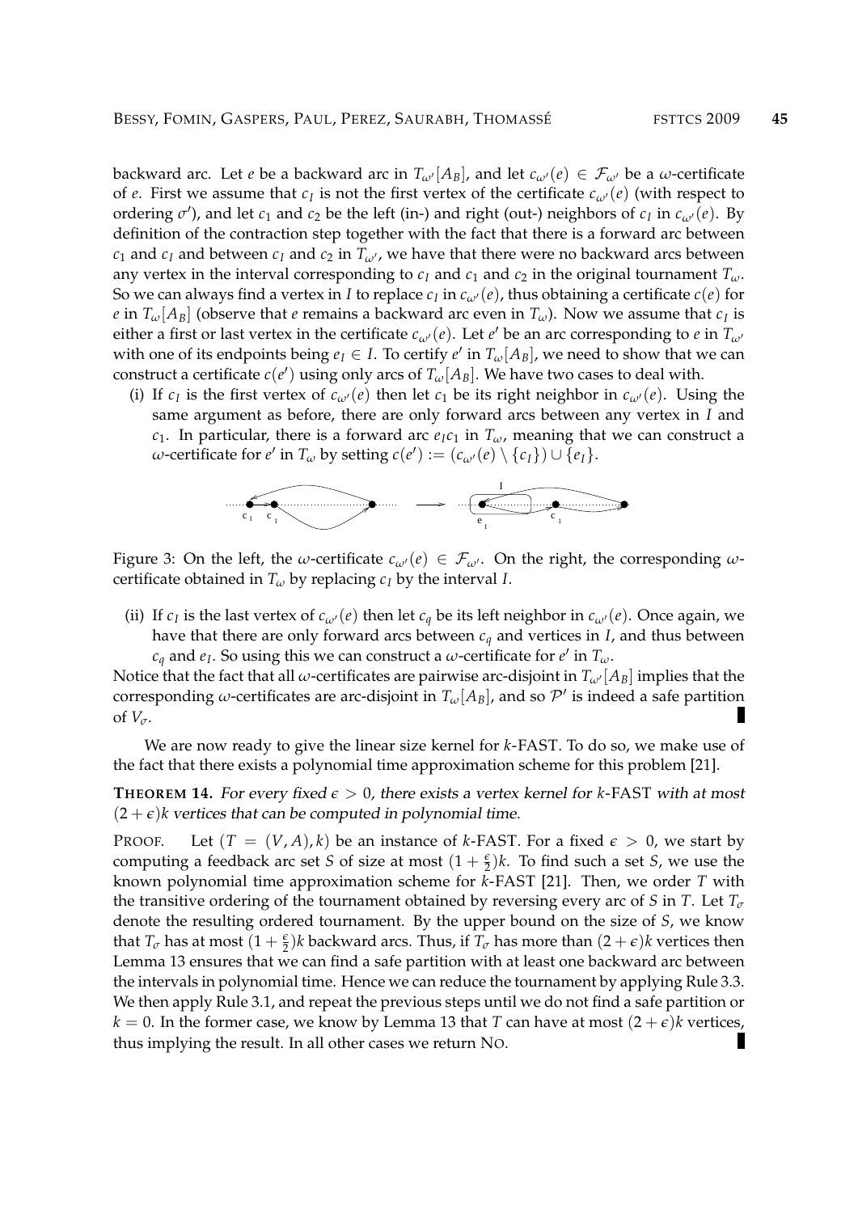backward arc. Let $e$ be a backward arc in $T_{\omega'}[A_B]$, and let $c_{\omega'}(e) \in \mathcal{F}_{\omega'}$ be a $\omega$-certificate of $e$. First we assume that $c_I$ is not the first vertex of the certificate $c_{\omega'}(e)$ (with respect to ordering $\sigma'$), and let $c_1$ and $c_2$ be the left (in-) and right (out-) neighbors of $c_I$ in $c_{\omega'}(e)$. By definition of the contraction step together with the fact that there is a forward arc between $c_1$ and $c_I$ and between $c_I$ and $c_2$ in $T_{\omega'}$, we have that there were no backward arcs between any vertex in the interval corresponding to $c_I$ and $c_1$ and $c_2$ in the original tournament $T_\omega$. So we can always find a vertex in $I$ to replace $c_I$ in $c_{\omega'}(e)$, thus obtaining a certificate $c(e)$ for $e$ in $T_\omega[A_B]$ (observe that $e$ remains a backward arc even in $T_\omega$). Now we assume that $c_I$ is either a first or last vertex in the certificate $c_{\omega'}(e)$. Let $e'$ be an arc corresponding to $e$ in $T_{\omega'}$ with one of its endpoints being $e_I \in I$. To certify $e'$ in $T_\omega[A_B]$, we need to show that we can construct a certificate $c(e')$ using only arcs of $T_\omega[A_B]$. We have two cases to deal with.

(i) If $c_I$ is the first vertex of $c_{\omega'}(e)$ then let $c_1$ be its right neighbor in $c_{\omega'}(e)$. Using the same argument as before, there are only forward arcs between any vertex in $I$ and $c_1$. In particular, there is a forward arc $e_I c_1$ in $T_\omega$, meaning that we can construct a $\omega$-certificate for $e'$ in $T_\omega$ by setting $c(e') := (c_{\omega'}(e) \setminus \{c_I\}) \cup \{e_I\}$.

Figure 3: On the left, the $\omega$-certificate $c_{\omega'}(e) \in \mathcal{F}_{\omega'}$. On the right, the corresponding $\omega$-certificate obtained in $T_\omega$ by replacing $c_I$ by the interval $I$.

(ii) If $c_I$ is the last vertex of $c_{\omega'}(e)$ then let $c_q$ be its left neighbor in $c_{\omega'}(e)$. Once again, we have that there are only forward arcs between $c_q$ and vertices in $I$, and thus between $c_q$ and $e_I$. So using this we can construct a $\omega$-certificate for $e'$ in $T_\omega$.

Notice that the fact that all $\omega$-certificates are pairwise arc-disjoint in $T_{\omega'}[A_B]$ implies that the corresponding $\omega$-certificates are arc-disjoint in $T_\omega[A_B]$, and so $\mathcal{P}'$ is indeed a safe partition of $V_\sigma$. ∎

We are now ready to give the linear size kernel for $k$-FAST. To do so, we make use of the fact that there exists a polynomial time approximation scheme for this problem [21].

**THEOREM 14.** *For every fixed $\epsilon > 0$, there exists a vertex kernel for $k$-FAST with at most $(2+\epsilon)k$ vertices that can be computed in polynomial time.*

PROOF. Let $(T = (V, A), k)$ be an instance of $k$-FAST. For a fixed $\epsilon > 0$, we start by computing a feedback arc set $S$ of size at most $(1 + \frac{\epsilon}{2})k$. To find such a set $S$, we use the known polynomial time approximation scheme for $k$-FAST [21]. Then, we order $T$ with the transitive ordering of the tournament obtained by reversing every arc of $S$ in $T$. Let $T_\sigma$ denote the resulting ordered tournament. By the upper bound on the size of $S$, we know that $T_\sigma$ has at most $(1 + \frac{\epsilon}{2})k$ backward arcs. Thus, if $T_\sigma$ has more than $(2+\epsilon)k$ vertices then Lemma 13 ensures that we can find a safe partition with at least one backward arc between the intervals in polynomial time. Hence we can reduce the tournament by applying Rule 3.3. We then apply Rule 3.1, and repeat the previous steps until we do not find a safe partition or $k = 0$. In the former case, we know by Lemma 13 that $T$ can have at most $(2+\epsilon)k$ vertices, thus implying the result. In all other cases we return NO. ∎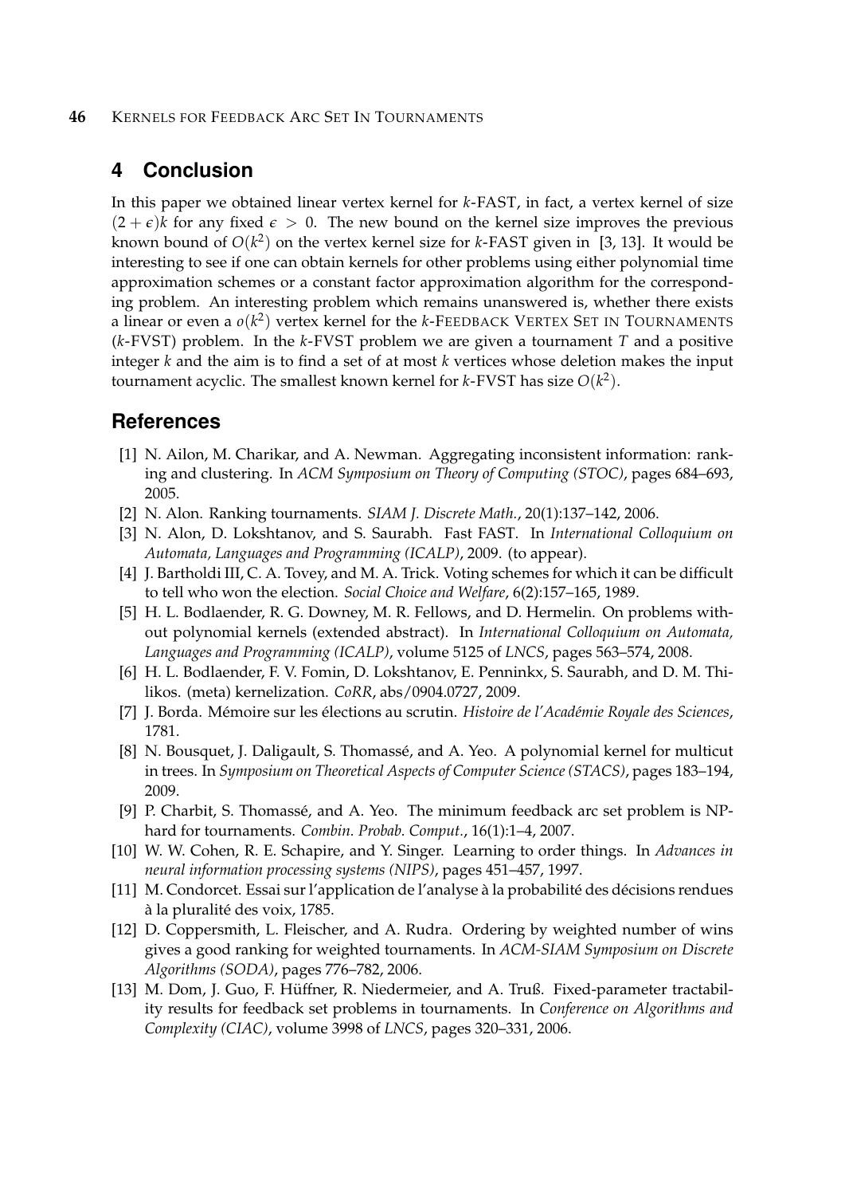## 4 Conclusion

In this paper we obtained linear vertex kernel for $k$-FAST, in fact, a vertex kernel of size $(2+\epsilon)k$ for any fixed $\epsilon > 0$. The new bound on the kernel size improves the previous known bound of $O(k^2)$ on the vertex kernel size for $k$-FAST given in [3, 13]. It would be interesting to see if one can obtain kernels for other problems using either polynomial time approximation schemes or a constant factor approximation algorithm for the corresponding problem. An interesting problem which remains unanswered is, whether there exists a linear or even a $o(k^2)$ vertex kernel for the $k$-FEEDBACK VERTEX SET IN TOURNAMENTS ($k$-FVST) problem. In the $k$-FVST problem we are given a tournament $T$ and a positive integer $k$ and the aim is to find a set of at most $k$ vertices whose deletion makes the input tournament acyclic. The smallest known kernel for $k$-FVST has size $O(k^2)$.

## References

[1] N. Ailon, M. Charikar, and A. Newman. Aggregating inconsistent information: ranking and clustering. In *ACM Symposium on Theory of Computing (STOC)*, pages 684–693, 2005.

[2] N. Alon. Ranking tournaments. *SIAM J. Discrete Math.*, 20(1):137–142, 2006.

[3] N. Alon, D. Lokshtanov, and S. Saurabh. Fast FAST. In *International Colloquium on Automata, Languages and Programming (ICALP)*, 2009. (to appear).

[4] J. Bartholdi III, C. A. Tovey, and M. A. Trick. Voting schemes for which it can be difficult to tell who won the election. *Social Choice and Welfare*, 6(2):157–165, 1989.

[5] H. L. Bodlaender, R. G. Downey, M. R. Fellows, and D. Hermelin. On problems without polynomial kernels (extended abstract). In *International Colloquium on Automata, Languages and Programming (ICALP)*, volume 5125 of *LNCS*, pages 563–574, 2008.

[6] H. L. Bodlaender, F. V. Fomin, D. Lokshtanov, E. Penninkx, S. Saurabh, and D. M. Thilikos. (meta) kernelization. *CoRR*, abs/0904.0727, 2009.

[7] J. Borda. Mémoire sur les élections au scrutin. *Histoire de l'Académie Royale des Sciences*, 1781.

[8] N. Bousquet, J. Daligault, S. Thomassé, and A. Yeo. A polynomial kernel for multicut in trees. In *Symposium on Theoretical Aspects of Computer Science (STACS)*, pages 183–194, 2009.

[9] P. Charbit, S. Thomassé, and A. Yeo. The minimum feedback arc set problem is NP-hard for tournaments. *Combin. Probab. Comput.*, 16(1):1–4, 2007.

[10] W. W. Cohen, R. E. Schapire, and Y. Singer. Learning to order things. In *Advances in neural information processing systems (NIPS)*, pages 451–457, 1997.

[11] M. Condorcet. Essai sur l'application de l'analyse à la probabilité des décisions rendues à la pluralité des voix, 1785.

[12] D. Coppersmith, L. Fleischer, and A. Rudra. Ordering by weighted number of wins gives a good ranking for weighted tournaments. In *ACM-SIAM Symposium on Discrete Algorithms (SODA)*, pages 776–782, 2006.

[13] M. Dom, J. Guo, F. Hüffner, R. Niedermeier, and A. Truß. Fixed-parameter tractability results for feedback set problems in tournaments. In *Conference on Algorithms and Complexity (CIAC)*, volume 3998 of *LNCS*, pages 320–331, 2006.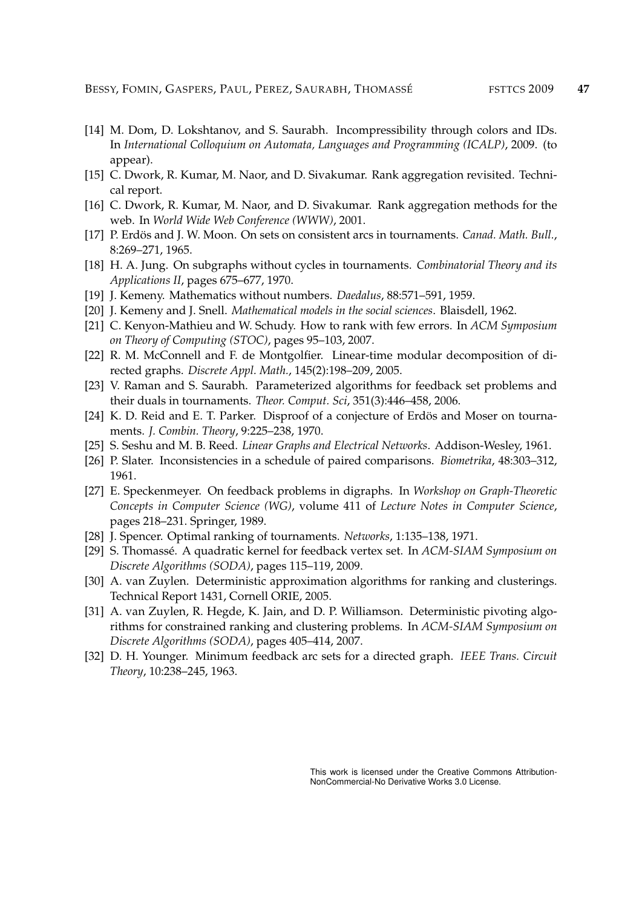[14] M. Dom, D. Lokshtanov, and S. Saurabh. Incompressibility through colors and IDs. In *International Colloquium on Automata, Languages and Programming (ICALP)*, 2009. (to appear).

[15] C. Dwork, R. Kumar, M. Naor, and D. Sivakumar. Rank aggregation revisited. Technical report.

[16] C. Dwork, R. Kumar, M. Naor, and D. Sivakumar. Rank aggregation methods for the web. In *World Wide Web Conference (WWW)*, 2001.

[17] P. Erdös and J. W. Moon. On sets on consistent arcs in tournaments. *Canad. Math. Bull.*, 8:269–271, 1965.

[18] H. A. Jung. On subgraphs without cycles in tournaments. *Combinatorial Theory and its Applications II*, pages 675–677, 1970.

[19] J. Kemeny. Mathematics without numbers. *Daedalus*, 88:571–591, 1959.

[20] J. Kemeny and J. Snell. *Mathematical models in the social sciences*. Blaisdell, 1962.

[21] C. Kenyon-Mathieu and W. Schudy. How to rank with few errors. In *ACM Symposium on Theory of Computing (STOC)*, pages 95–103, 2007.

[22] R. M. McConnell and F. de Montgolfier. Linear-time modular decomposition of directed graphs. *Discrete Appl. Math.*, 145(2):198–209, 2005.

[23] V. Raman and S. Saurabh. Parameterized algorithms for feedback set problems and their duals in tournaments. *Theor. Comput. Sci*, 351(3):446–458, 2006.

[24] K. D. Reid and E. T. Parker. Disproof of a conjecture of Erdös and Moser on tournaments. *J. Combin. Theory*, 9:225–238, 1970.

[25] S. Seshu and M. B. Reed. *Linear Graphs and Electrical Networks*. Addison-Wesley, 1961.

[26] P. Slater. Inconsistencies in a schedule of paired comparisons. *Biometrika*, 48:303–312, 1961.

[27] E. Speckenmeyer. On feedback problems in digraphs. In *Workshop on Graph-Theoretic Concepts in Computer Science (WG)*, volume 411 of *Lecture Notes in Computer Science*, pages 218–231. Springer, 1989.

[28] J. Spencer. Optimal ranking of tournaments. *Networks*, 1:135–138, 1971.

[29] S. Thomassé. A quadratic kernel for feedback vertex set. In *ACM-SIAM Symposium on Discrete Algorithms (SODA)*, pages 115–119, 2009.

[30] A. van Zuylen. Deterministic approximation algorithms for ranking and clusterings. Technical Report 1431, Cornell ORIE, 2005.

[31] A. van Zuylen, R. Hegde, K. Jain, and D. P. Williamson. Deterministic pivoting algorithms for constrained ranking and clustering problems. In *ACM-SIAM Symposium on Discrete Algorithms (SODA)*, pages 405–414, 2007.

[32] D. H. Younger. Minimum feedback arc sets for a directed graph. *IEEE Trans. Circuit Theory*, 10:238–245, 1963.

This work is licensed under the Creative Commons Attribution-NonCommercial-No Derivative Works 3.0 License.